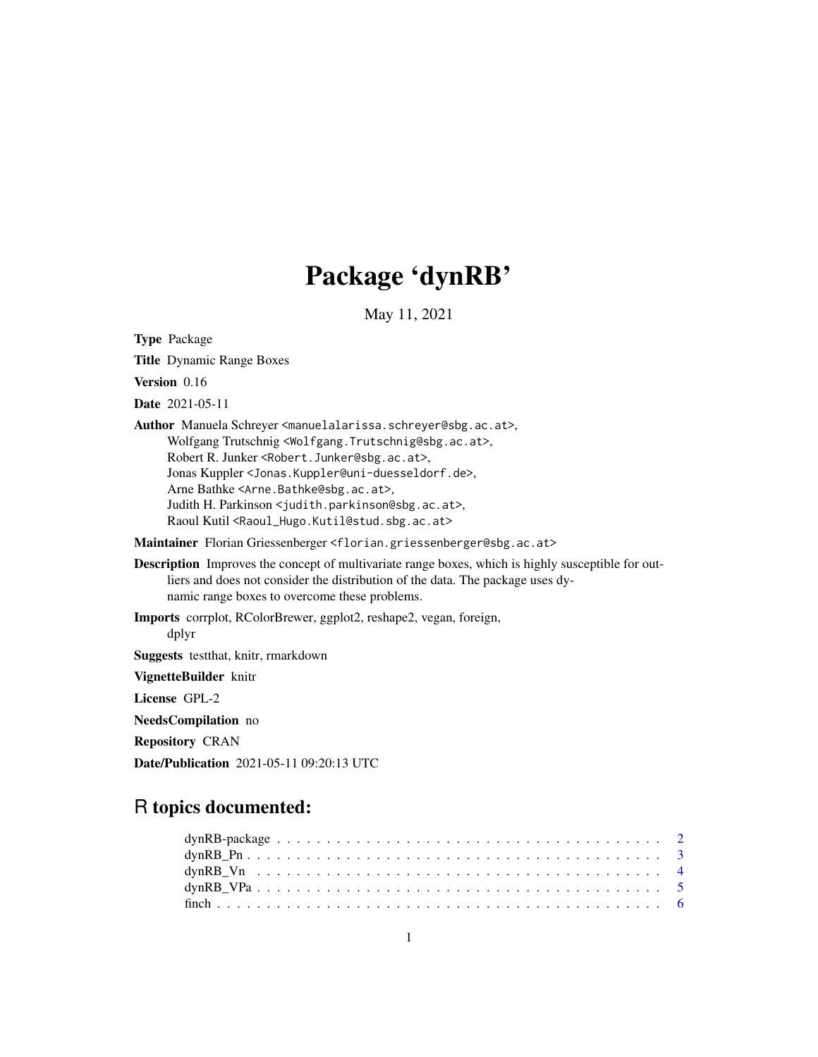# Package 'dynRB'

May 11, 2021

**Type** Package

**Title** Dynamic Range Boxes

**Version** 0.16

**Date** 2021-05-11

**Author** Manuela Schreyer <manuelalarissa.schreyer@sbg.ac.at>,
Wolfgang Trutschnig <Wolfgang.Trutschnig@sbg.ac.at>,
Robert R. Junker <Robert.Junker@sbg.ac.at>,
Jonas Kuppler <Jonas.Kuppler@uni-duesseldorf.de>,
Arne Bathke <Arne.Bathke@sbg.ac.at>,
Judith H. Parkinson <judith.parkinson@sbg.ac.at>,
Raoul Kutil <Raoul_Hugo.Kutil@stud.sbg.ac.at>

**Maintainer** Florian Griessenberger <florian.griessenberger@sbg.ac.at>

**Description** Improves the concept of multivariate range boxes, which is highly susceptible for outliers and does not consider the distribution of the data. The package uses dynamic range boxes to overcome these problems.

**Imports** corrplot, RColorBrewer, ggplot2, reshape2, vegan, foreign, dplyr

**Suggests** testthat, knitr, rmarkdown

**VignetteBuilder** knitr

**License** GPL-2

**NeedsCompilation** no

**Repository** CRAN

**Date/Publication** 2021-05-11 09:20:13 UTC

## R topics documented:

- dynRB-package . . . . . . . . . . . . . . . . . . . . . . . . . . . . . . . . . . . . . 2
- dynRB_Pn . . . . . . . . . . . . . . . . . . . . . . . . . . . . . . . . . . . . . . . 3
- dynRB_Vn . . . . . . . . . . . . . . . . . . . . . . . . . . . . . . . . . . . . . . . 4
- dynRB_VPa . . . . . . . . . . . . . . . . . . . . . . . . . . . . . . . . . . . . . . 5
- finch . . . . . . . . . . . . . . . . . . . . . . . . . . . . . . . . . . . . . . . . . 6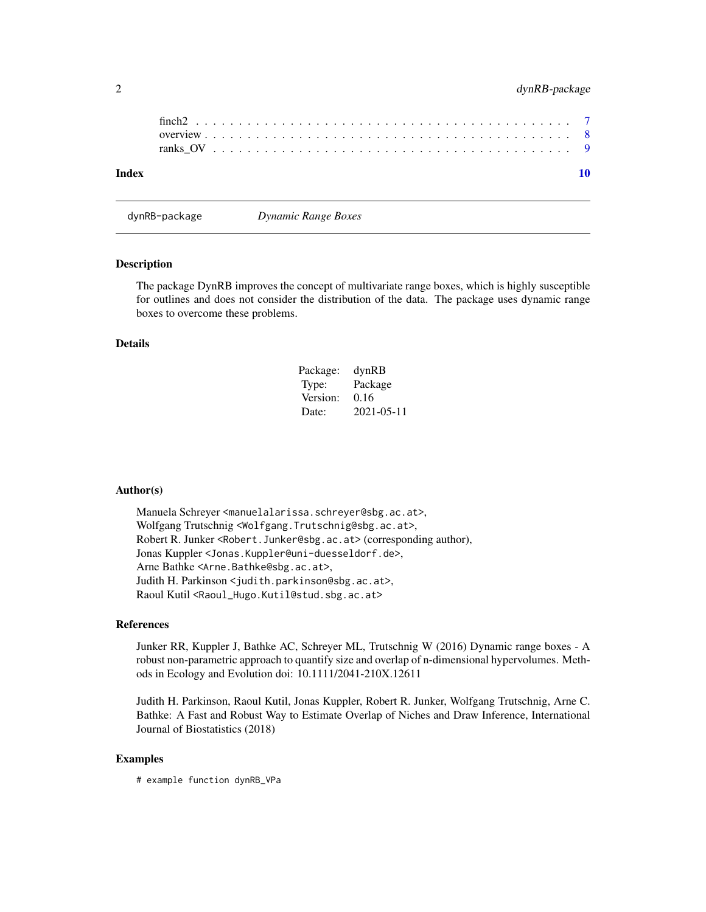finch2 . . . . . . . . . . . . . . . . . . . . . . . . . . . . . . . . . . . . . . . . . 7
overview . . . . . . . . . . . . . . . . . . . . . . . . . . . . . . . . . . . . . . . . 8
ranks_OV . . . . . . . . . . . . . . . . . . . . . . . . . . . . . . . . . . . . . . . 9

**Index** 10

---

## dynRB-package *Dynamic Range Boxes*

### Description

The package DynRB improves the concept of multivariate range boxes, which is highly susceptible for outlines and does not consider the distribution of the data. The package uses dynamic range boxes to overcome these problems.

### Details

| | |
|---|---|
| Package: | dynRB |
| Type: | Package |
| Version: | 0.16 |
| Date: | 2021-05-11 |

### Author(s)

Manuela Schreyer <manuelalarissa.schreyer@sbg.ac.at>,
Wolfgang Trutschnig <Wolfgang.Trutschnig@sbg.ac.at>,
Robert R. Junker <Robert.Junker@sbg.ac.at> (corresponding author),
Jonas Kuppler <Jonas.Kuppler@uni-duesseldorf.de>,
Arne Bathke <Arne.Bathke@sbg.ac.at>,
Judith H. Parkinson <judith.parkinson@sbg.ac.at>,
Raoul Kutil <Raoul_Hugo.Kutil@stud.sbg.ac.at>

### References

Junker RR, Kuppler J, Bathke AC, Schreyer ML, Trutschnig W (2016) Dynamic range boxes - A robust non-parametric approach to quantify size and overlap of n-dimensional hypervolumes. Methods in Ecology and Evolution doi: 10.1111/2041-210X.12611

Judith H. Parkinson, Raoul Kutil, Jonas Kuppler, Robert R. Junker, Wolfgang Trutschnig, Arne C. Bathke: A Fast and Robust Way to Estimate Overlap of Niches and Draw Inference, International Journal of Biostatistics (2018)

### Examples

```
# example function dynRB_VPa
```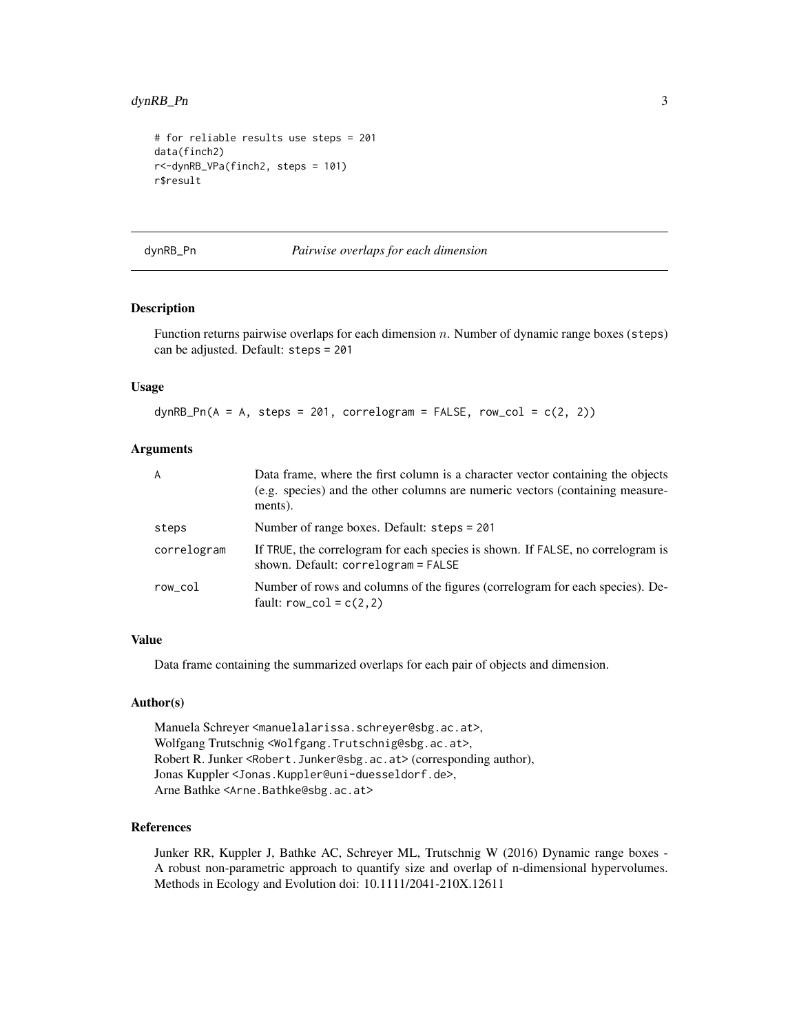```
# for reliable results use steps = 201
data(finch2)
r<-dynRB_VPa(finch2, steps = 101)
r$result
```

## dynRB_Pn — *Pairwise overlaps for each dimension*

### Description

Function returns pairwise overlaps for each dimension $n$. Number of dynamic range boxes (`steps`) can be adjusted. Default: `steps = 201`

### Usage

```
dynRB_Pn(A = A, steps = 201, correlogram = FALSE, row_col = c(2, 2))
```

### Arguments

| | |
|---|---|
| `A` | Data frame, where the first column is a character vector containing the objects (e.g. species) and the other columns are numeric vectors (containing measurements). |
| `steps` | Number of range boxes. Default: `steps = 201` |
| `correlogram` | If `TRUE`, the correlogram for each species is shown. If `FALSE`, no correlogram is shown. Default: `correlogram = FALSE` |
| `row_col` | Number of rows and columns of the figures (correlogram for each species). Default: `row_col = c(2,2)` |

### Value

Data frame containing the summarized overlaps for each pair of objects and dimension.

### Author(s)

Manuela Schreyer <manuelalarissa.schreyer@sbg.ac.at>,
Wolfgang Trutschnig <Wolfgang.Trutschnig@sbg.ac.at>,
Robert R. Junker <Robert.Junker@sbg.ac.at> (corresponding author),
Jonas Kuppler <Jonas.Kuppler@uni-duesseldorf.de>,
Arne Bathke <Arne.Bathke@sbg.ac.at>

### References

Junker RR, Kuppler J, Bathke AC, Schreyer ML, Trutschnig W (2016) Dynamic range boxes - A robust non-parametric approach to quantify size and overlap of n-dimensional hypervolumes. Methods in Ecology and Evolution doi: 10.1111/2041-210X.12611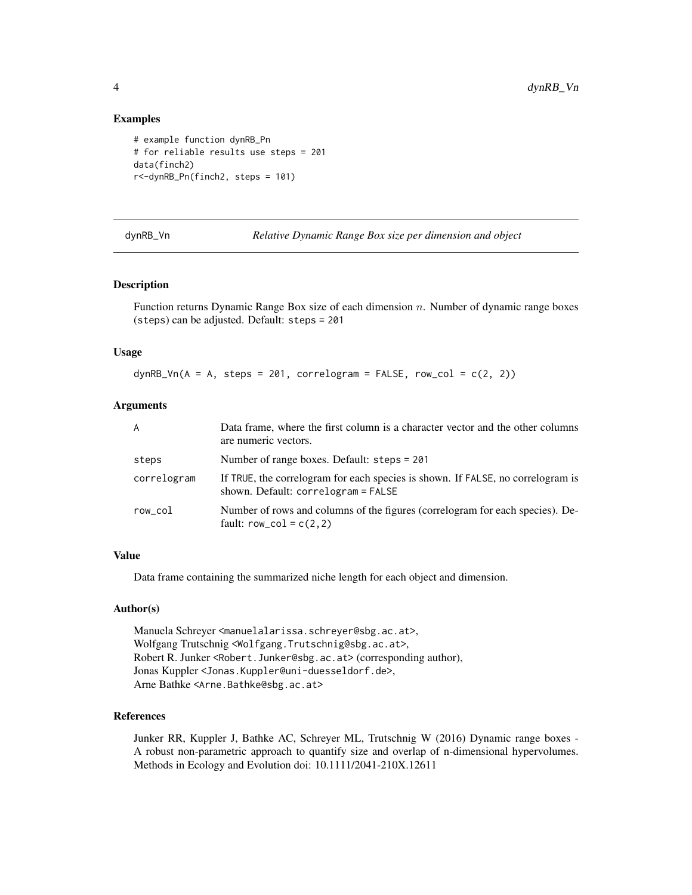## Examples

```
# example function dynRB_Pn
# for reliable results use steps = 201
data(finch2)
r<-dynRB_Pn(finch2, steps = 101)
```

---

# dynRB_Vn — *Relative Dynamic Range Box size per dimension and object*

---

## Description

Function returns Dynamic Range Box size of each dimension $n$. Number of dynamic range boxes (steps) can be adjusted. Default: steps = 201

## Usage

```
dynRB_Vn(A = A, steps = 201, correlogram = FALSE, row_col = c(2, 2))
```

## Arguments

| | |
|---|---|
| A | Data frame, where the first column is a character vector and the other columns are numeric vectors. |
| steps | Number of range boxes. Default: steps = 201 |
| correlogram | If TRUE, the correlogram for each species is shown. If FALSE, no correlogram is shown. Default: correlogram = FALSE |
| row_col | Number of rows and columns of the figures (correlogram for each species). Default: row_col = c(2,2) |

## Value

Data frame containing the summarized niche length for each object and dimension.

## Author(s)

Manuela Schreyer <manuelalarissa.schreyer@sbg.ac.at>,
Wolfgang Trutschnig <Wolfgang.Trutschnig@sbg.ac.at>,
Robert R. Junker <Robert.Junker@sbg.ac.at> (corresponding author),
Jonas Kuppler <Jonas.Kuppler@uni-duesseldorf.de>,
Arne Bathke <Arne.Bathke@sbg.ac.at>

## References

Junker RR, Kuppler J, Bathke AC, Schreyer ML, Trutschnig W (2016) Dynamic range boxes - A robust non-parametric approach to quantify size and overlap of n-dimensional hypervolumes. Methods in Ecology and Evolution doi: 10.1111/2041-210X.12611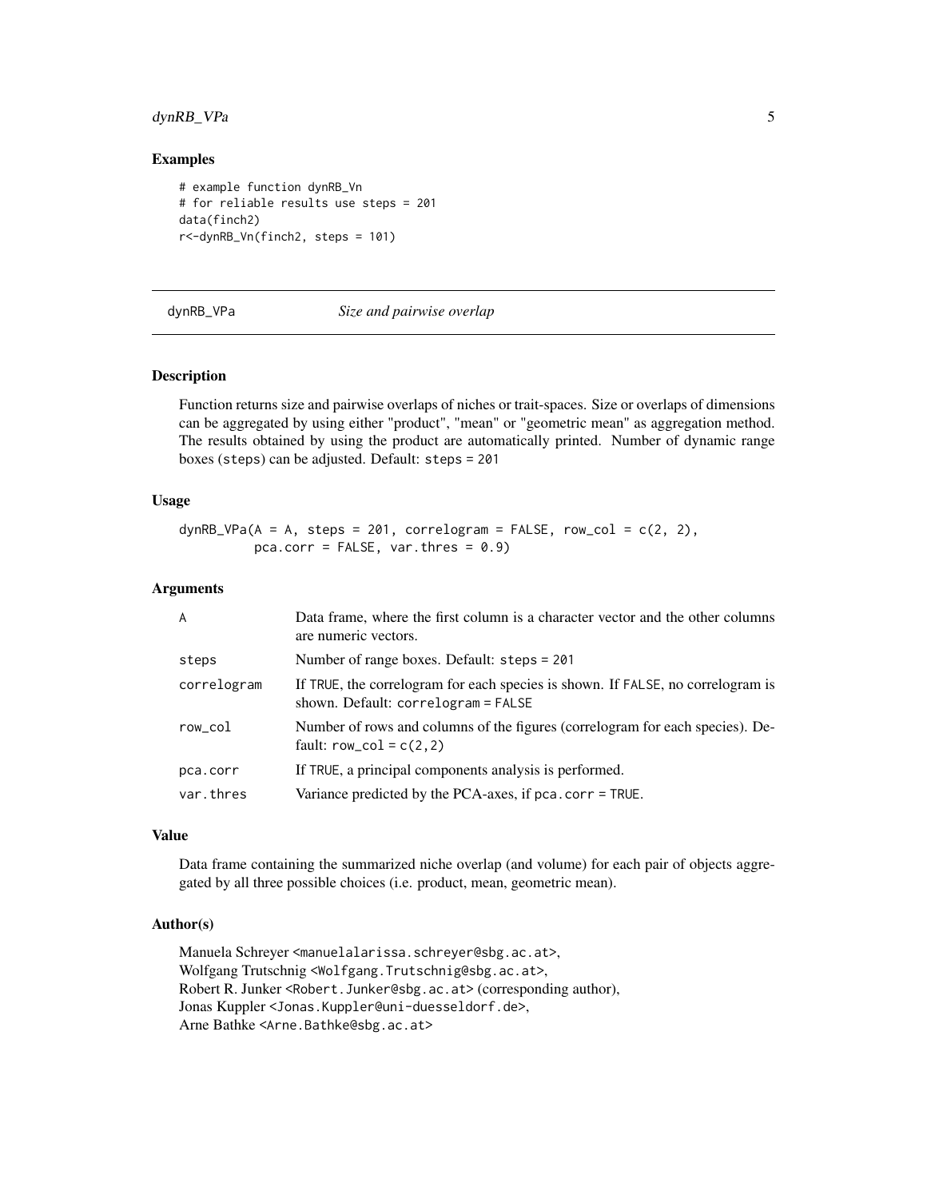### Examples

```
# example function dynRB_Vn
# for reliable results use steps = 201
data(finch2)
r<-dynRB_Vn(finch2, steps = 101)
```

## dynRB_VPa *Size and pairwise overlap*

### Description

Function returns size and pairwise overlaps of niches or trait-spaces. Size or overlaps of dimensions can be aggregated by using either "product", "mean" or "geometric mean" as aggregation method. The results obtained by using the product are automatically printed. Number of dynamic range boxes (`steps`) can be adjusted. Default: `steps = 201`

### Usage

```
dynRB_VPa(A = A, steps = 201, correlogram = FALSE, row_col = c(2, 2),
          pca.corr = FALSE, var.thres = 0.9)
```

### Arguments

| | |
|---|---|
| `A` | Data frame, where the first column is a character vector and the other columns are numeric vectors. |
| `steps` | Number of range boxes. Default: `steps = 201` |
| `correlogram` | If `TRUE`, the correlogram for each species is shown. If `FALSE`, no correlogram is shown. Default: `correlogram = FALSE` |
| `row_col` | Number of rows and columns of the figures (correlogram for each species). Default: `row_col = c(2,2)` |
| `pca.corr` | If `TRUE`, a principal components analysis is performed. |
| `var.thres` | Variance predicted by the PCA-axes, if `pca.corr = TRUE`. |

### Value

Data frame containing the summarized niche overlap (and volume) for each pair of objects aggregated by all three possible choices (i.e. product, mean, geometric mean).

### Author(s)

Manuela Schreyer <manuelalarissa.schreyer@sbg.ac.at>,
Wolfgang Trutschnig <Wolfgang.Trutschnig@sbg.ac.at>,
Robert R. Junker <Robert.Junker@sbg.ac.at> (corresponding author),
Jonas Kuppler <Jonas.Kuppler@uni-duesseldorf.de>,
Arne Bathke <Arne.Bathke@sbg.ac.at>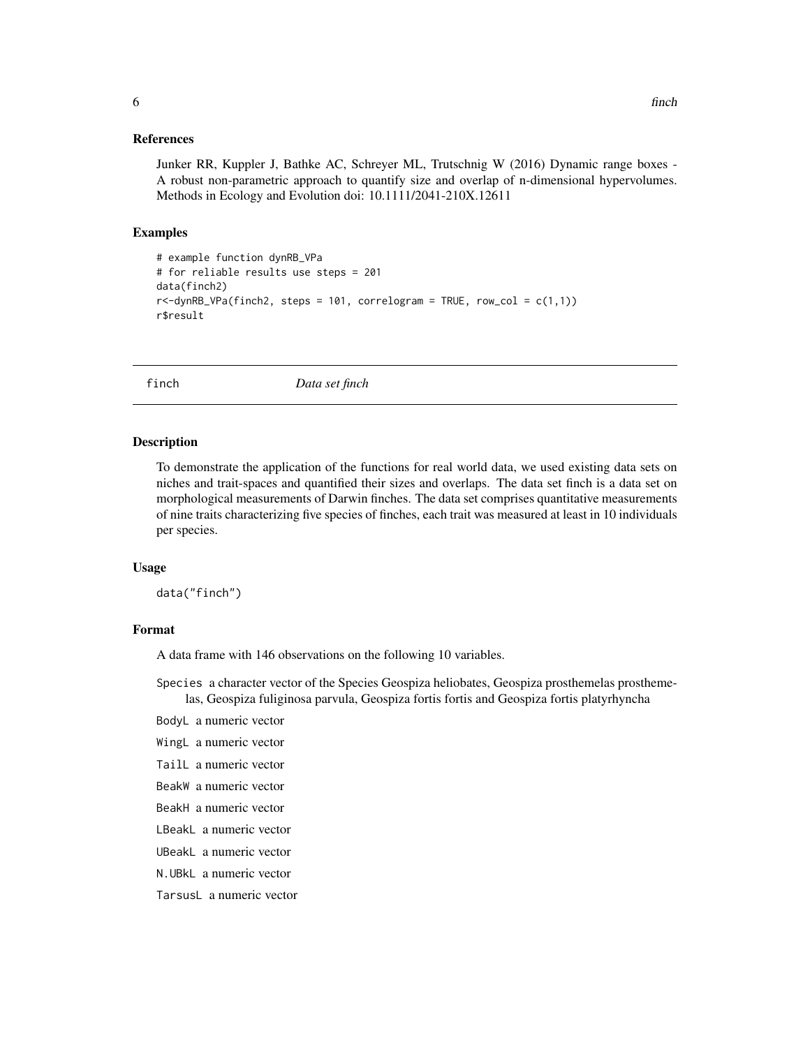### References

Junker RR, Kuppler J, Bathke AC, Schreyer ML, Trutschnig W (2016) Dynamic range boxes - A robust non-parametric approach to quantify size and overlap of n-dimensional hypervolumes. Methods in Ecology and Evolution doi: 10.1111/2041-210X.12611

### Examples

```
# example function dynRB_VPa
# for reliable results use steps = 201
data(finch2)
r<-dynRB_VPa(finch2, steps = 101, correlogram = TRUE, row_col = c(1,1))
r$result
```

---

## finch — *Data set finch*

---

### Description

To demonstrate the application of the functions for real world data, we used existing data sets on niches and trait-spaces and quantified their sizes and overlaps. The data set finch is a data set on morphological measurements of Darwin finches. The data set comprises quantitative measurements of nine traits characterizing five species of finches, each trait was measured at least in 10 individuals per species.

### Usage

```
data("finch")
```

### Format

A data frame with 146 observations on the following 10 variables.

- `Species` a character vector of the Species Geospiza heliobates, Geospiza prosthemelas prosthemelas, Geospiza fuliginosa parvula, Geospiza fortis fortis and Geospiza fortis platyrhyncha
- `BodyL` a numeric vector
- `WingL` a numeric vector
- `TailL` a numeric vector
- `BeakW` a numeric vector
- `BeakH` a numeric vector
- `LBeakL` a numeric vector
- `UBeakL` a numeric vector
- `N.UBkL` a numeric vector
- `TarsusL` a numeric vector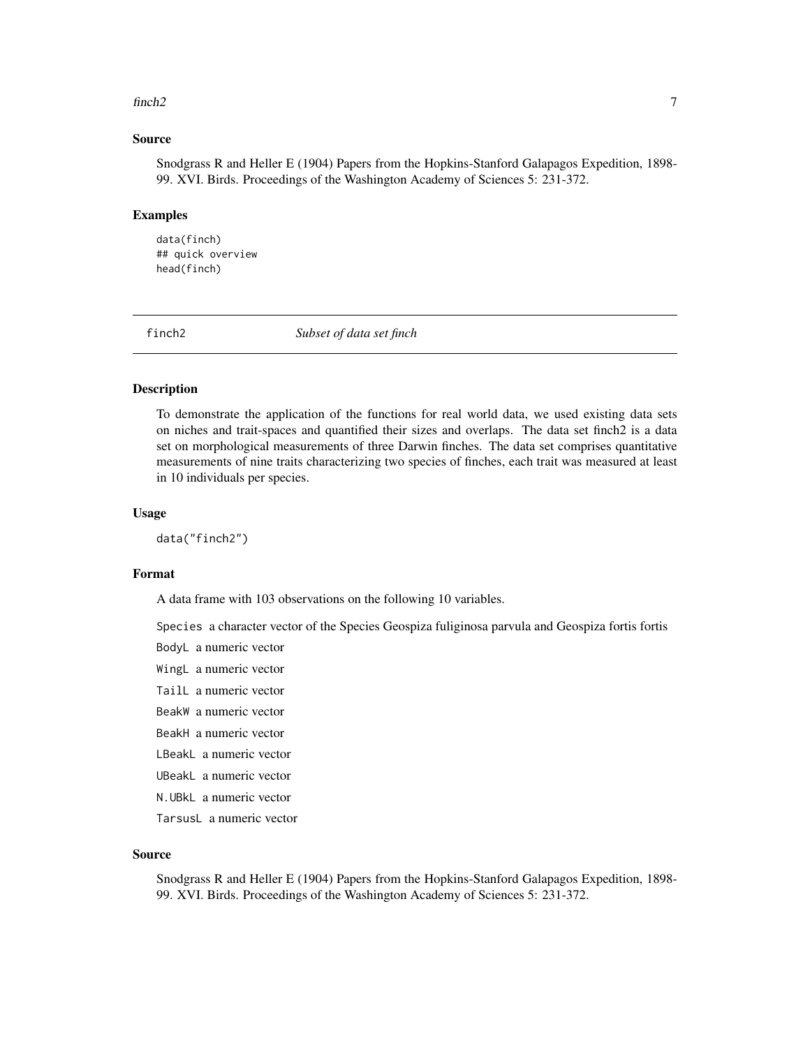### Source

Snodgrass R and Heller E (1904) Papers from the Hopkins-Stanford Galapagos Expedition, 1898-99. XVI. Birds. Proceedings of the Washington Academy of Sciences 5: 231-372.

### Examples

```
data(finch)
## quick overview
head(finch)
```

---

## finch2 *Subset of data set finch*

---

### Description

To demonstrate the application of the functions for real world data, we used existing data sets on niches and trait-spaces and quantified their sizes and overlaps. The data set finch2 is a data set on morphological measurements of three Darwin finches. The data set comprises quantitative measurements of nine traits characterizing two species of finches, each trait was measured at least in 10 individuals per species.

### Usage

```
data("finch2")
```

### Format

A data frame with 103 observations on the following 10 variables.

`Species` a character vector of the Species Geospiza fuliginosa parvula and Geospiza fortis fortis

`BodyL` a numeric vector

`WingL` a numeric vector

`TailL` a numeric vector

`BeakW` a numeric vector

`BeakH` a numeric vector

`LBeakL` a numeric vector

`UBeakL` a numeric vector

`N.UBkL` a numeric vector

`TarsusL` a numeric vector

### Source

Snodgrass R and Heller E (1904) Papers from the Hopkins-Stanford Galapagos Expedition, 1898-99. XVI. Birds. Proceedings of the Washington Academy of Sciences 5: 231-372.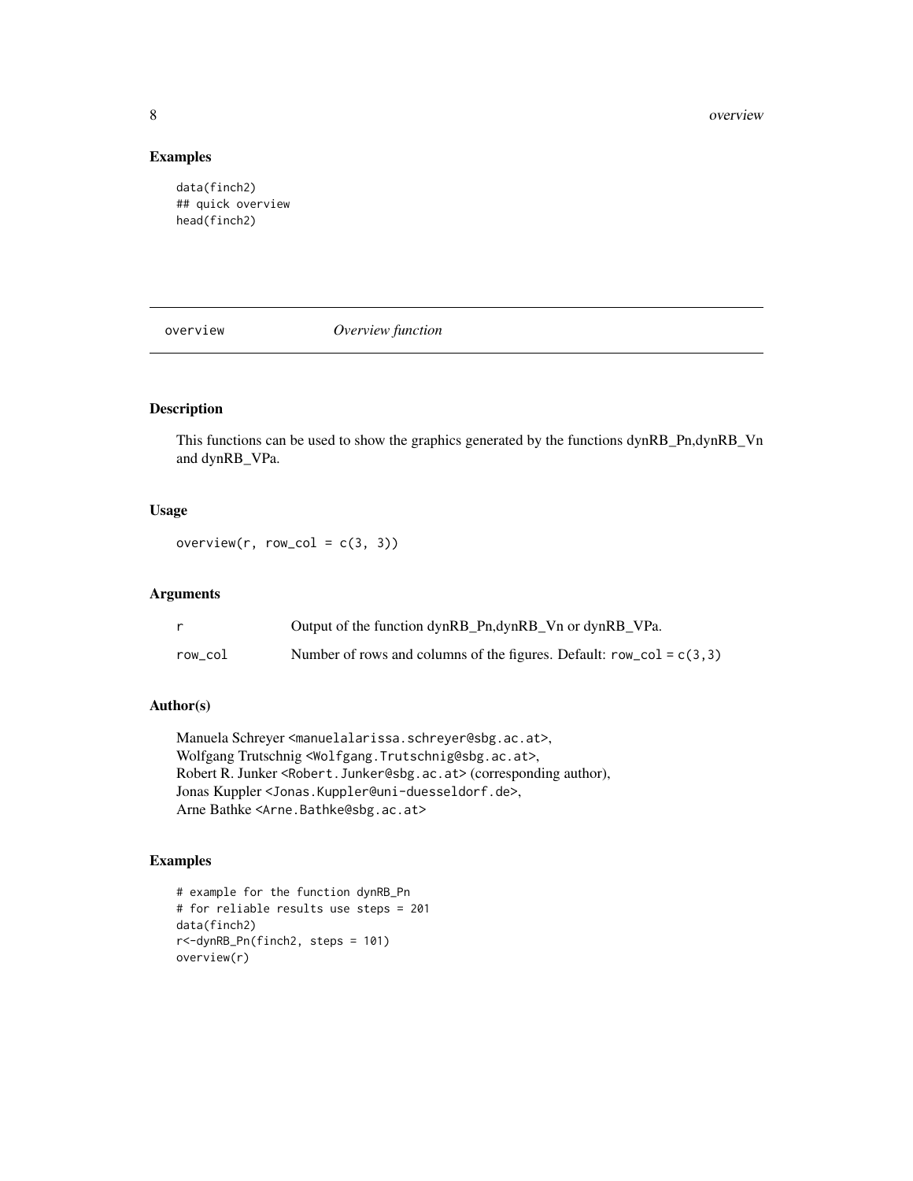## Examples

```
data(finch2)
## quick overview
head(finch2)
```

---

# overview — *Overview function*

---

## Description

This functions can be used to show the graphics generated by the functions dynRB_Pn,dynRB_Vn and dynRB_VPa.

## Usage

```
overview(r, row_col = c(3, 3))
```

## Arguments

| | |
|---|---|
| r | Output of the function dynRB_Pn,dynRB_Vn or dynRB_VPa. |
| row_col | Number of rows and columns of the figures. Default: `row_col = c(3,3)` |

## Author(s)

Manuela Schreyer <manuelalarissa.schreyer@sbg.ac.at>,
Wolfgang Trutschnig <Wolfgang.Trutschnig@sbg.ac.at>,
Robert R. Junker <Robert.Junker@sbg.ac.at> (corresponding author),
Jonas Kuppler <Jonas.Kuppler@uni-duesseldorf.de>,
Arne Bathke <Arne.Bathke@sbg.ac.at>

## Examples

```
# example for the function dynRB_Pn
# for reliable results use steps = 201
data(finch2)
r<-dynRB_Pn(finch2, steps = 101)
overview(r)
```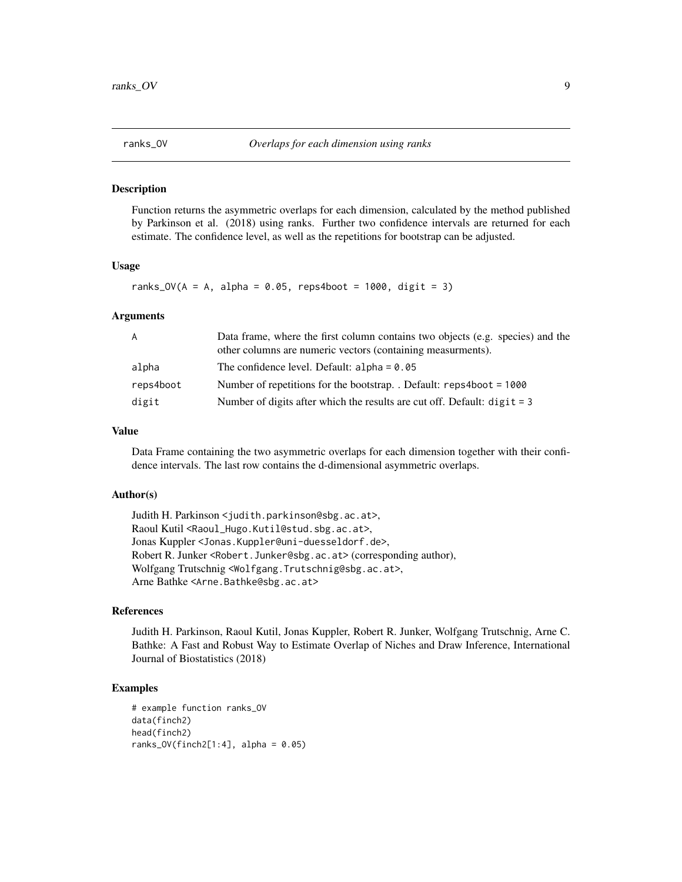## ranks_OV — *Overlaps for each dimension using ranks*

### Description

Function returns the asymmetric overlaps for each dimension, calculated by the method published by Parkinson et al. (2018) using ranks. Further two confidence intervals are returned for each estimate. The confidence level, as well as the repetitions for bootstrap can be adjusted.

### Usage

```
ranks_OV(A = A, alpha = 0.05, reps4boot = 1000, digit = 3)
```

### Arguments

| | |
|---|---|
| A | Data frame, where the first column contains two objects (e.g. species) and the other columns are numeric vectors (containing measurments). |
| alpha | The confidence level. Default: alpha = 0.05 |
| reps4boot | Number of repetitions for the bootstrap. . Default: reps4boot = 1000 |
| digit | Number of digits after which the results are cut off. Default: digit = 3 |

### Value

Data Frame containing the two asymmetric overlaps for each dimension together with their confidence intervals. The last row contains the d-dimensional asymmetric overlaps.

### Author(s)

Judith H. Parkinson <judith.parkinson@sbg.ac.at>,
Raoul Kutil <Raoul_Hugo.Kutil@stud.sbg.ac.at>,
Jonas Kuppler <Jonas.Kuppler@uni-duesseldorf.de>,
Robert R. Junker <Robert.Junker@sbg.ac.at> (corresponding author),
Wolfgang Trutschnig <Wolfgang.Trutschnig@sbg.ac.at>,
Arne Bathke <Arne.Bathke@sbg.ac.at>

### References

Judith H. Parkinson, Raoul Kutil, Jonas Kuppler, Robert R. Junker, Wolfgang Trutschnig, Arne C. Bathke: A Fast and Robust Way to Estimate Overlap of Niches and Draw Inference, International Journal of Biostatistics (2018)

### Examples

```
# example function ranks_OV
data(finch2)
head(finch2)
ranks_OV(finch2[1:4], alpha = 0.05)
```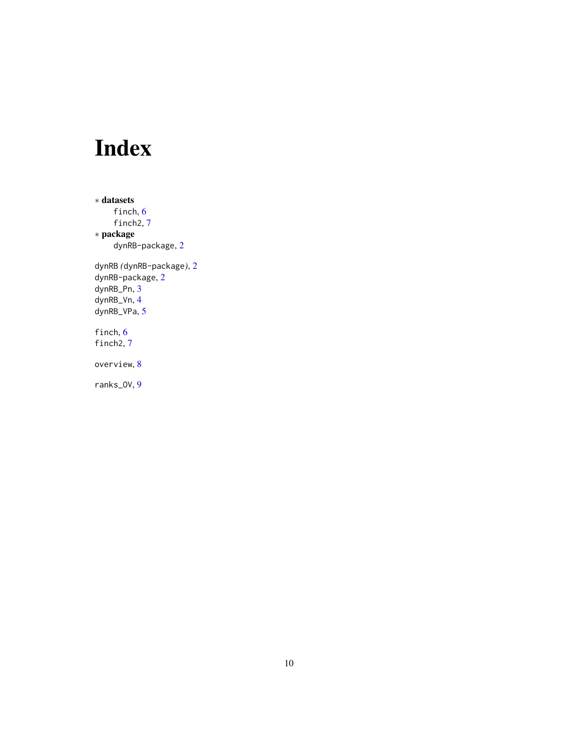# Index

∗ **datasets**
  finch, 6
  finch2, 7
∗ **package**
  dynRB-package, 2

dynRB *(*dynRB-package*)*, 2
dynRB-package, 2
dynRB_Pn, 3
dynRB_Vn, 4
dynRB_VPa, 5

finch, 6
finch2, 7

overview, 8

ranks_OV, 9